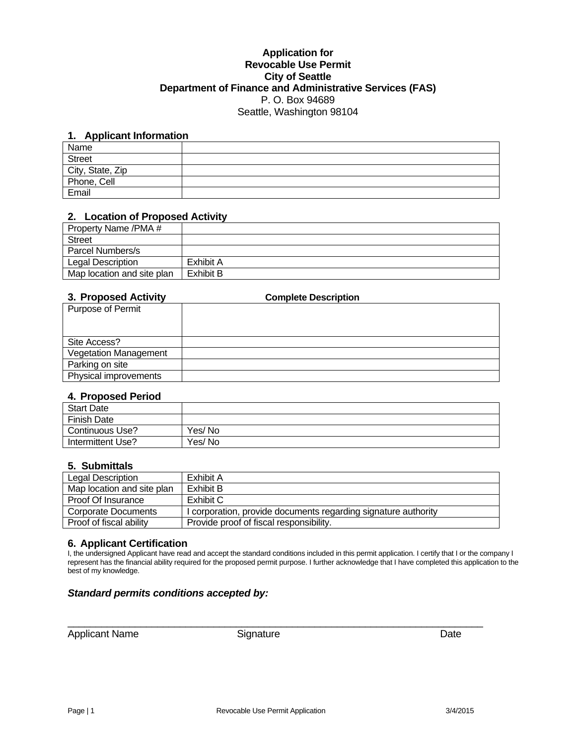**Application for**
**Revocable Use Permit**
**City of Seattle**
**Department of Finance and Administrative Services (FAS)**
P. O. Box 94689
Seattle, Washington 98104

## 1. Applicant Information

| Name | |
|---|---|
| Street | |
| City, State, Zip | |
| Phone, Cell | |
| Email | |

## 2. Location of Proposed Activity

| Property Name /PMA # | |
|---|---|
| Street | |
| Parcel Numbers/s | |
| Legal Description | Exhibit A |
| Map location and site plan | Exhibit B |

## 3. Proposed Activity

| | **Complete Description** |
|---|---|
| Purpose of Permit | |
| Site Access? | |
| Vegetation Management | |
| Parking on site | |
| Physical improvements | |

## 4. Proposed Period

| Start Date | |
|---|---|
| Finish Date | |
| Continuous Use? | Yes/ No |
| Intermittent Use? | Yes/ No |

## 5. Submittals

| Legal Description | Exhibit A |
|---|---|
| Map location and site plan | Exhibit B |
| Proof Of Insurance | Exhibit C |
| Corporate Documents | I corporation, provide documents regarding signature authority |
| Proof of fiscal ability | Provide proof of fiscal responsibility. |

## 6. Applicant Certification

I, the undersigned Applicant have read and accept the standard conditions included in this permit application. I certify that I or the company I represent has the financial ability required for the proposed permit purpose. I further acknowledge that I have completed this application to the best of my knowledge.

***Standard permits conditions accepted by:***

_______________________________________________________________________

Applicant Name Signature Date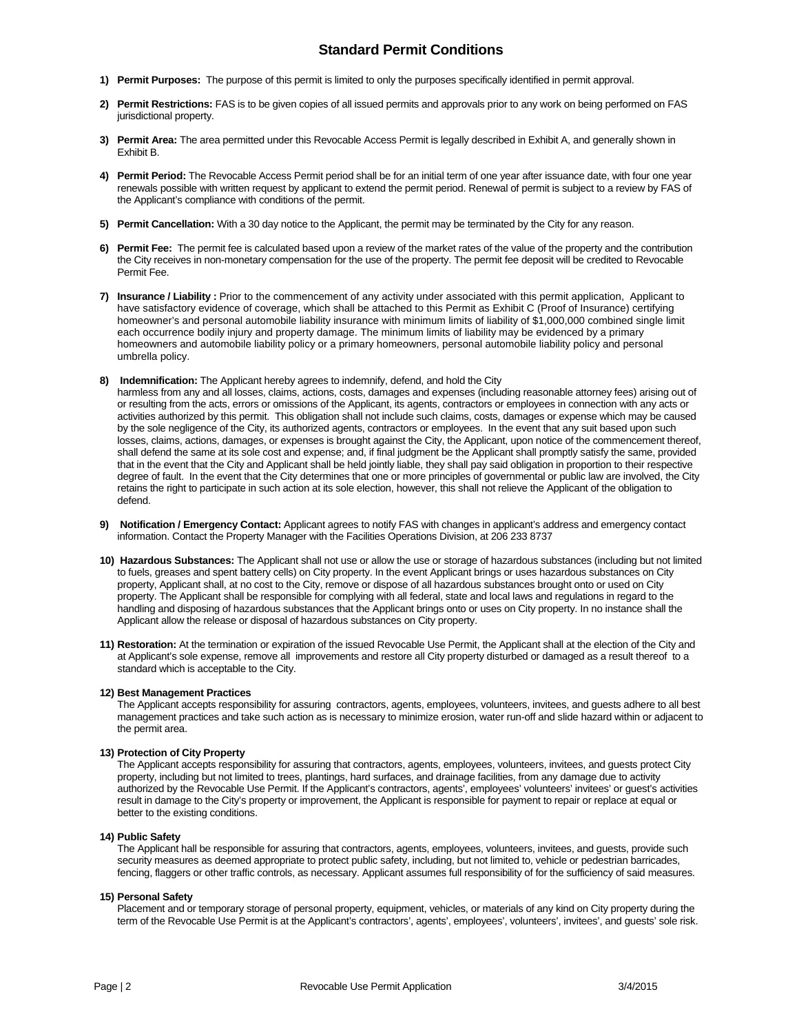# Standard Permit Conditions

1) **Permit Purposes:** The purpose of this permit is limited to only the purposes specifically identified in permit approval.

2) **Permit Restrictions:** FAS is to be given copies of all issued permits and approvals prior to any work on being performed on FAS jurisdictional property.

3) **Permit Area:** The area permitted under this Revocable Access Permit is legally described in Exhibit A, and generally shown in Exhibit B.

4) **Permit Period:** The Revocable Access Permit period shall be for an initial term of one year after issuance date, with four one year renewals possible with written request by applicant to extend the permit period. Renewal of permit is subject to a review by FAS of the Applicant's compliance with conditions of the permit.

5) **Permit Cancellation:** With a 30 day notice to the Applicant, the permit may be terminated by the City for any reason.

6) **Permit Fee:** The permit fee is calculated based upon a review of the market rates of the value of the property and the contribution the City receives in non-monetary compensation for the use of the property. The permit fee deposit will be credited to Revocable Permit Fee.

7) **Insurance / Liability :** Prior to the commencement of any activity under associated with this permit application, Applicant to have satisfactory evidence of coverage, which shall be attached to this Permit as Exhibit C (Proof of Insurance) certifying homeowner's and personal automobile liability insurance with minimum limits of liability of $1,000,000 combined single limit each occurrence bodily injury and property damage. The minimum limits of liability may be evidenced by a primary homeowners and automobile liability policy or a primary homeowners, personal automobile liability policy and personal umbrella policy.

8) **Indemnification:** The Applicant hereby agrees to indemnify, defend, and hold the City harmless from any and all losses, claims, actions, costs, damages and expenses (including reasonable attorney fees) arising out of or resulting from the acts, errors or omissions of the Applicant, its agents, contractors or employees in connection with any acts or activities authorized by this permit. This obligation shall not include such claims, costs, damages or expense which may be caused by the sole negligence of the City, its authorized agents, contractors or employees. In the event that any suit based upon such losses, claims, actions, damages, or expenses is brought against the City, the Applicant, upon notice of the commencement thereof, shall defend the same at its sole cost and expense; and, if final judgment be the Applicant shall promptly satisfy the same, provided that in the event that the City and Applicant shall be held jointly liable, they shall pay said obligation in proportion to their respective degree of fault. In the event that the City determines that one or more principles of governmental or public law are involved, the City retains the right to participate in such action at its sole election, however, this shall not relieve the Applicant of the obligation to defend.

9) **Notification / Emergency Contact:** Applicant agrees to notify FAS with changes in applicant's address and emergency contact information. Contact the Property Manager with the Facilities Operations Division, at 206 233 8737

10) **Hazardous Substances:** The Applicant shall not use or allow the use or storage of hazardous substances (including but not limited to fuels, greases and spent battery cells) on City property. In the event Applicant brings or uses hazardous substances on City property, Applicant shall, at no cost to the City, remove or dispose of all hazardous substances brought onto or used on City property. The Applicant shall be responsible for complying with all federal, state and local laws and regulations in regard to the handling and disposing of hazardous substances that the Applicant brings onto or uses on City property. In no instance shall the Applicant allow the release or disposal of hazardous substances on City property.

11) **Restoration:** At the termination or expiration of the issued Revocable Use Permit, the Applicant shall at the election of the City and at Applicant's sole expense, remove all improvements and restore all City property disturbed or damaged as a result thereof to a standard which is acceptable to the City.

12) **Best Management Practices**
The Applicant accepts responsibility for assuring contractors, agents, employees, volunteers, invitees, and guests adhere to all best management practices and take such action as is necessary to minimize erosion, water run-off and slide hazard within or adjacent to the permit area.

13) **Protection of City Property**
The Applicant accepts responsibility for assuring that contractors, agents, employees, volunteers, invitees, and guests protect City property, including but not limited to trees, plantings, hard surfaces, and drainage facilities, from any damage due to activity authorized by the Revocable Use Permit. If the Applicant's contractors, agents', employees' volunteers' invitees' or guest's activities result in damage to the City's property or improvement, the Applicant is responsible for payment to repair or replace at equal or better to the existing conditions.

14) **Public Safety**
The Applicant hall be responsible for assuring that contractors, agents, employees, volunteers, invitees, and guests, provide such security measures as deemed appropriate to protect public safety, including, but not limited to, vehicle or pedestrian barricades, fencing, flaggers or other traffic controls, as necessary. Applicant assumes full responsibility of for the sufficiency of said measures.

15) **Personal Safety**
Placement and or temporary storage of personal property, equipment, vehicles, or materials of any kind on City property during the term of the Revocable Use Permit is at the Applicant's contractors', agents', employees', volunteers', invitees', and guests' sole risk.